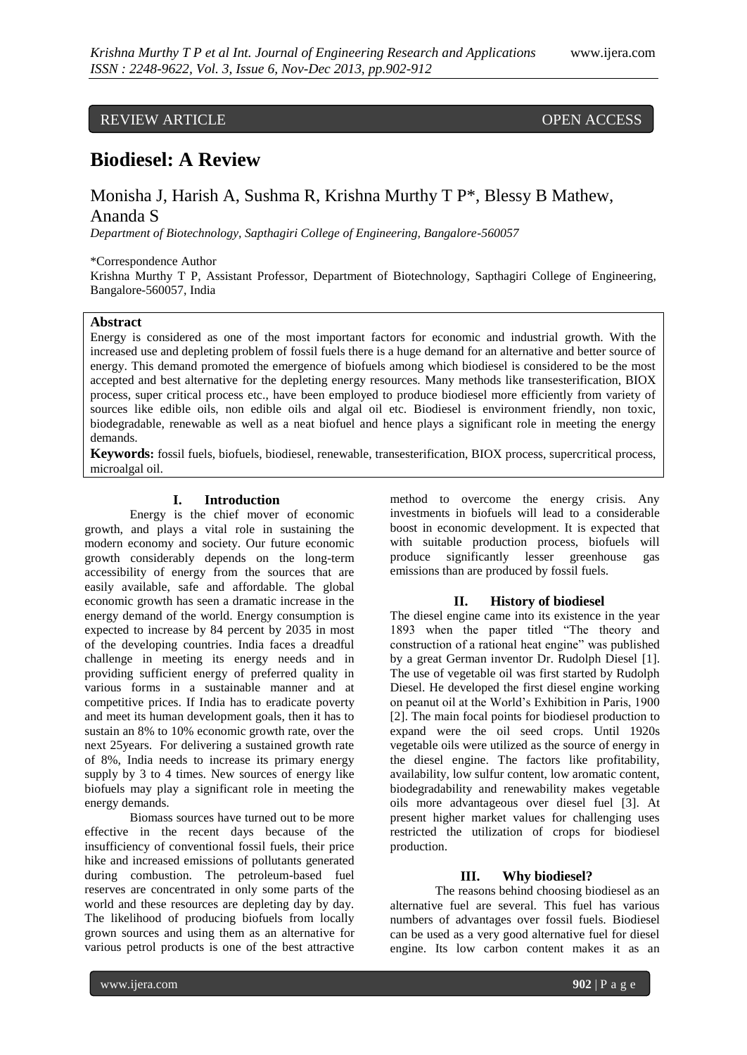REVIEW ARTICLE OPEN ACCESS

# Biodiesel: A Review

Monisha J, Harish A, Sushma R, Krishna Murthy T P*, Blessy B Mathew, Ananda S

*Department of Biotechnology, Sapthagiri College of Engineering, Bangalore-560057*

*Correspondence Author

Krishna Murthy T P, Assistant Professor, Department of Biotechnology, Sapthagiri College of Engineering, Bangalore-560057, India

**Abstract**

Energy is considered as one of the most important factors for economic and industrial growth. With the increased use and depleting problem of fossil fuels there is a huge demand for an alternative and better source of energy. This demand promoted the emergence of biofuels among which biodiesel is considered to be the most accepted and best alternative for the depleting energy resources. Many methods like transesterification, BIOX process, super critical process etc., have been employed to produce biodiesel more efficiently from variety of sources like edible oils, non edible oils and algal oil etc. Biodiesel is environment friendly, non toxic, biodegradable, renewable as well as a neat biofuel and hence plays a significant role in meeting the energy demands.

**Keywords:** fossil fuels, biofuels, biodiesel, renewable, transesterification, BIOX process, supercritical process, microalgal oil.

## I. Introduction

Energy is the chief mover of economic growth, and plays a vital role in sustaining the modern economy and society. Our future economic growth considerably depends on the long-term accessibility of energy from the sources that are easily available, safe and affordable. The global economic growth has seen a dramatic increase in the energy demand of the world. Energy consumption is expected to increase by 84 percent by 2035 in most of the developing countries. India faces a dreadful challenge in meeting its energy needs and in providing sufficient energy of preferred quality in various forms in a sustainable manner and at competitive prices. If India has to eradicate poverty and meet its human development goals, then it has to sustain an 8% to 10% economic growth rate, over the next 25years. For delivering a sustained growth rate of 8%, India needs to increase its primary energy supply by 3 to 4 times. New sources of energy like biofuels may play a significant role in meeting the energy demands.

Biomass sources have turned out to be more effective in the recent days because of the insufficiency of conventional fossil fuels, their price hike and increased emissions of pollutants generated during combustion. The petroleum-based fuel reserves are concentrated in only some parts of the world and these resources are depleting day by day. The likelihood of producing biofuels from locally grown sources and using them as an alternative for various petrol products is one of the best attractive method to overcome the energy crisis. Any investments in biofuels will lead to a considerable boost in economic development. It is expected that with suitable production process, biofuels will produce significantly lesser greenhouse gas emissions than are produced by fossil fuels.

## II. History of biodiesel

The diesel engine came into its existence in the year 1893 when the paper titled "The theory and construction of a rational heat engine" was published by a great German inventor Dr. Rudolph Diesel [1]. The use of vegetable oil was first started by Rudolph Diesel. He developed the first diesel engine working on peanut oil at the World's Exhibition in Paris, 1900 [2]. The main focal points for biodiesel production to expand were the oil seed crops. Until 1920s vegetable oils were utilized as the source of energy in the diesel engine. The factors like profitability, availability, low sulfur content, low aromatic content, biodegradability and renewability makes vegetable oils more advantageous over diesel fuel [3]. At present higher market values for challenging uses restricted the utilization of crops for biodiesel production.

## III. Why biodiesel?

The reasons behind choosing biodiesel as an alternative fuel are several. This fuel has various numbers of advantages over fossil fuels. Biodiesel can be used as a very good alternative fuel for diesel engine. Its low carbon content makes it as an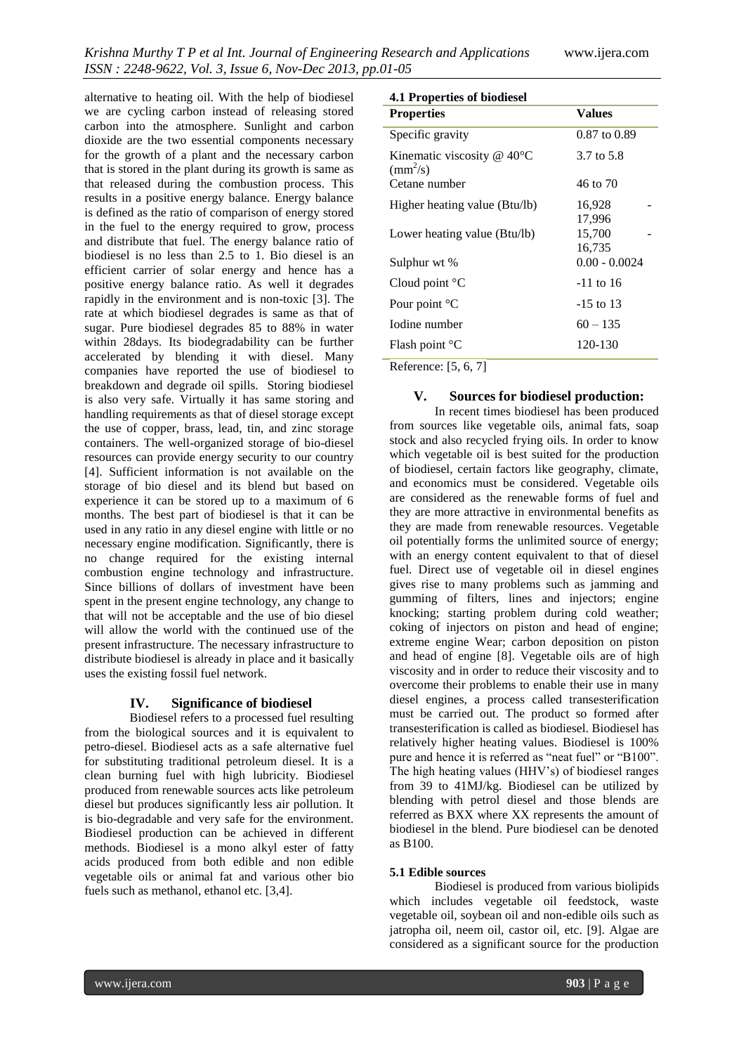alternative to heating oil. With the help of biodiesel we are cycling carbon instead of releasing stored carbon into the atmosphere. Sunlight and carbon dioxide are the two essential components necessary for the growth of a plant and the necessary carbon that is stored in the plant during its growth is same as that released during the combustion process. This results in a positive energy balance. Energy balance is defined as the ratio of comparison of energy stored in the fuel to the energy required to grow, process and distribute that fuel. The energy balance ratio of biodiesel is no less than 2.5 to 1. Bio diesel is an efficient carrier of solar energy and hence has a positive energy balance ratio. As well it degrades rapidly in the environment and is non-toxic [3]. The rate at which biodiesel degrades is same as that of sugar. Pure biodiesel degrades 85 to 88% in water within 28days. Its biodegradability can be further accelerated by blending it with diesel. Many companies have reported the use of biodiesel to breakdown and degrade oil spills. Storing biodiesel is also very safe. Virtually it has same storing and handling requirements as that of diesel storage except the use of copper, brass, lead, tin, and zinc storage containers. The well-organized storage of bio-diesel resources can provide energy security to our country [4]. Sufficient information is not available on the storage of bio diesel and its blend but based on experience it can be stored up to a maximum of 6 months. The best part of biodiesel is that it can be used in any ratio in any diesel engine with little or no necessary engine modification. Significantly, there is no change required for the existing internal combustion engine technology and infrastructure. Since billions of dollars of investment have been spent in the present engine technology, any change to that will not be acceptable and the use of bio diesel will allow the world with the continued use of the present infrastructure. The necessary infrastructure to distribute biodiesel is already in place and it basically uses the existing fossil fuel network.

## IV. Significance of biodiesel

Biodiesel refers to a processed fuel resulting from the biological sources and it is equivalent to petro-diesel. Biodiesel acts as a safe alternative fuel for substituting traditional petroleum diesel. It is a clean burning fuel with high lubricity. Biodiesel produced from renewable sources acts like petroleum diesel but produces significantly less air pollution. It is bio-degradable and very safe for the environment. Biodiesel production can be achieved in different methods. Biodiesel is a mono alkyl ester of fatty acids produced from both edible and non edible vegetable oils or animal fat and various other bio fuels such as methanol, ethanol etc. [3,4].

### 4.1 Properties of biodiesel

| Properties | Values |
|---|---|
| Specific gravity | 0.87 to 0.89 |
| Kinematic viscosity @ 40°C ($mm^2/s$) | 3.7 to 5.8 |
| Cetane number | 46 to 70 |
| Higher heating value (Btu/lb) | 16,928 - 17,996 |
| Lower heating value (Btu/lb) | 15,700 - 16,735 |
| Sulphur wt % | 0.00 - 0.0024 |
| Cloud point °C | -11 to 16 |
| Pour point °C | -15 to 13 |
| Iodine number | 60 – 135 |
| Flash point °C | 120-130 |

Reference: [5, 6, 7]

## V. Sources for biodiesel production:

In recent times biodiesel has been produced from sources like vegetable oils, animal fats, soap stock and also recycled frying oils. In order to know which vegetable oil is best suited for the production of biodiesel, certain factors like geography, climate, and economics must be considered. Vegetable oils are considered as the renewable forms of fuel and they are more attractive in environmental benefits as they are made from renewable resources. Vegetable oil potentially forms the unlimited source of energy; with an energy content equivalent to that of diesel fuel. Direct use of vegetable oil in diesel engines gives rise to many problems such as jamming and gumming of filters, lines and injectors; engine knocking; starting problem during cold weather; coking of injectors on piston and head of engine; extreme engine Wear; carbon deposition on piston and head of engine [8]. Vegetable oils are of high viscosity and in order to reduce their viscosity and to overcome their problems to enable their use in many diesel engines, a process called transesterification must be carried out. The product so formed after transesterification is called as biodiesel. Biodiesel has relatively higher heating values. Biodiesel is 100% pure and hence it is referred as "neat fuel" or "B100". The high heating values (HHV's) of biodiesel ranges from 39 to 41MJ/kg. Biodiesel can be utilized by blending with petrol diesel and those blends are referred as BXX where XX represents the amount of biodiesel in the blend. Pure biodiesel can be denoted as B100.

### 5.1 Edible sources

Biodiesel is produced from various biolipids which includes vegetable oil feedstock, waste vegetable oil, soybean oil and non-edible oils such as jatropha oil, neem oil, castor oil, etc. [9]. Algae are considered as a significant source for the production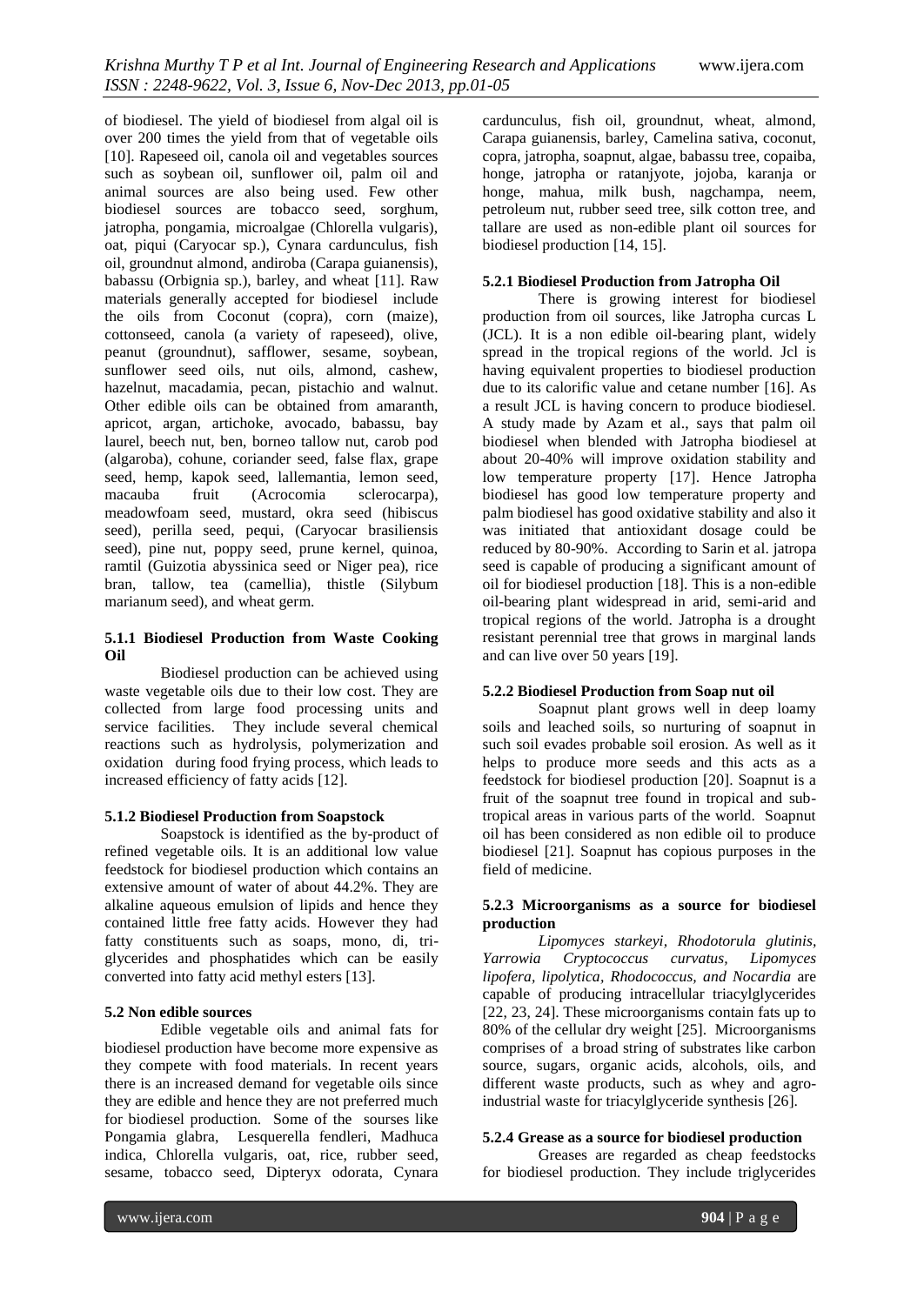of biodiesel. The yield of biodiesel from algal oil is over 200 times the yield from that of vegetable oils [10]. Rapeseed oil, canola oil and vegetables sources such as soybean oil, sunflower oil, palm oil and animal sources are also being used. Few other biodiesel sources are tobacco seed, sorghum, jatropha, pongamia, microalgae (Chlorella vulgaris), oat, piqui (Caryocar sp.), Cynara cardunculus, fish oil, groundnut almond, andiroba (Carapa guianensis), babassu (Orbignia sp.), barley, and wheat [11]. Raw materials generally accepted for biodiesel include the oils from Coconut (copra), corn (maize), cottonseed, canola (a variety of rapeseed), olive, peanut (groundnut), safflower, sesame, soybean, sunflower seed oils, nut oils, almond, cashew, hazelnut, macadamia, pecan, pistachio and walnut. Other edible oils can be obtained from amaranth, apricot, argan, artichoke, avocado, babassu, bay laurel, beech nut, ben, borneo tallow nut, carob pod (algaroba), cohune, coriander seed, false flax, grape seed, hemp, kapok seed, lallemantia, lemon seed, macauba fruit (Acrocomia sclerocarpa), meadowfoam seed, mustard, okra seed (hibiscus seed), perilla seed, pequi, (Caryocar brasiliensis seed), pine nut, poppy seed, prune kernel, quinoa, ramtil (Guizotia abyssinica seed or Niger pea), rice bran, tallow, tea (camellia), thistle (Silybum marianum seed), and wheat germ.

### 5.1.1 Biodiesel Production from Waste Cooking Oil

Biodiesel production can be achieved using waste vegetable oils due to their low cost. They are collected from large food processing units and service facilities. They include several chemical reactions such as hydrolysis, polymerization and oxidation during food frying process, which leads to increased efficiency of fatty acids [12].

### 5.1.2 Biodiesel Production from Soapstock

Soapstock is identified as the by-product of refined vegetable oils. It is an additional low value feedstock for biodiesel production which contains an extensive amount of water of about 44.2%. They are alkaline aqueous emulsion of lipids and hence they contained little free fatty acids. However they had fatty constituents such as soaps, mono, di, tri-glycerides and phosphatides which can be easily converted into fatty acid methyl esters [13].

## 5.2 Non edible sources

Edible vegetable oils and animal fats for biodiesel production have become more expensive as they compete with food materials. In recent years there is an increased demand for vegetable oils since they are edible and hence they are not preferred much for biodiesel production. Some of the sourses like Pongamia glabra, Lesquerella fendleri, Madhuca indica, Chlorella vulgaris, oat, rice, rubber seed, sesame, tobacco seed, Dipteryx odorata, Cynara cardunculus, fish oil, groundnut, wheat, almond, Carapa guianensis, barley, Camelina sativa, coconut, copra, jatropha, soapnut, algae, babassu tree, copaiba, honge, jatropha or ratanjyote, jojoba, karanja or honge, mahua, milk bush, nagchampa, neem, petroleum nut, rubber seed tree, silk cotton tree, and tallare are used as non-edible plant oil sources for biodiesel production [14, 15].

### 5.2.1 Biodiesel Production from Jatropha Oil

There is growing interest for biodiesel production from oil sources, like Jatropha curcas L (JCL). It is a non edible oil-bearing plant, widely spread in the tropical regions of the world. Jcl is having equivalent properties to biodiesel production due to its calorific value and cetane number [16]. As a result JCL is having concern to produce biodiesel. A study made by Azam et al., says that palm oil biodiesel when blended with Jatropha biodiesel at about 20-40% will improve oxidation stability and low temperature property [17]. Hence Jatropha biodiesel has good low temperature property and palm biodiesel has good oxidative stability and also it was initiated that antioxidant dosage could be reduced by 80-90%. According to Sarin et al. jatropa seed is capable of producing a significant amount of oil for biodiesel production [18]. This is a non-edible oil-bearing plant widespread in arid, semi-arid and tropical regions of the world. Jatropha is a drought resistant perennial tree that grows in marginal lands and can live over 50 years [19].

### 5.2.2 Biodiesel Production from Soap nut oil

Soapnut plant grows well in deep loamy soils and leached soils, so nurturing of soapnut in such soil evades probable soil erosion. As well as it helps to produce more seeds and this acts as a feedstock for biodiesel production [20]. Soapnut is a fruit of the soapnut tree found in tropical and sub-tropical areas in various parts of the world. Soapnut oil has been considered as non edible oil to produce biodiesel [21]. Soapnut has copious purposes in the field of medicine.

### 5.2.3 Microorganisms as a source for biodiesel production

*Lipomyces starkeyi, Rhodotorula glutinis, Yarrowia Cryptococcus curvatus, Lipomyces lipofera, lipolytica, Rhodococcus, and Nocardia* are capable of producing intracellular triacylglycerides [22, 23, 24]. These microorganisms contain fats up to 80% of the cellular dry weight [25]. Microorganisms comprises of a broad string of substrates like carbon source, sugars, organic acids, alcohols, oils, and different waste products, such as whey and agro-industrial waste for triacylglyceride synthesis [26].

### 5.2.4 Grease as a source for biodiesel production

Greases are regarded as cheap feedstocks for biodiesel production. They include triglycerides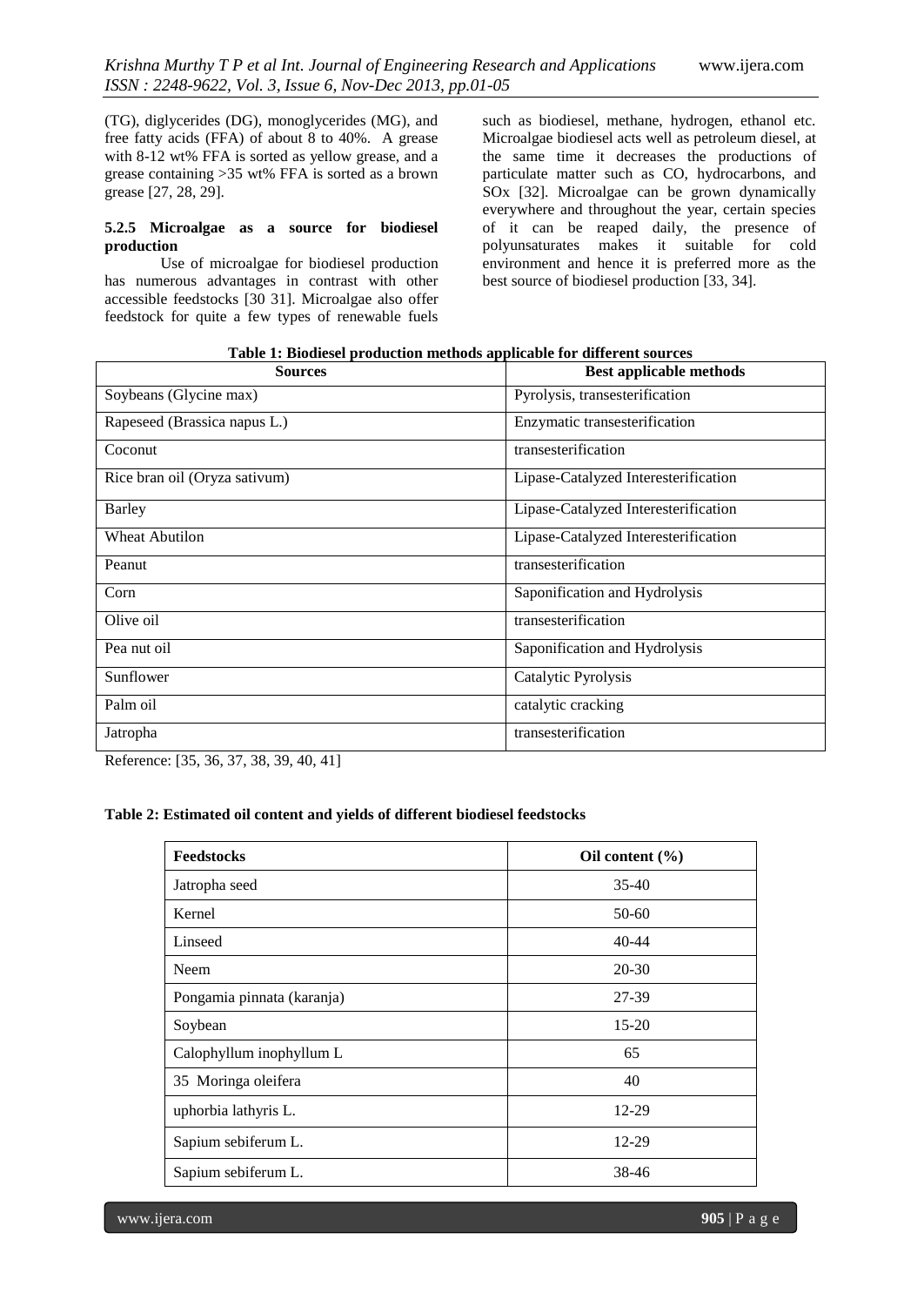(TG), diglycerides (DG), monoglycerides (MG), and free fatty acids (FFA) of about 8 to 40%. A grease with 8-12 wt% FFA is sorted as yellow grease, and a grease containing >35 wt% FFA is sorted as a brown grease [27, 28, 29].

#### 5.2.5 Microalgae as a source for biodiesel production

Use of microalgae for biodiesel production has numerous advantages in contrast with other accessible feedstocks [30 31]. Microalgae also offer feedstock for quite a few types of renewable fuels such as biodiesel, methane, hydrogen, ethanol etc. Microalgae biodiesel acts well as petroleum diesel, at the same time it decreases the productions of particulate matter such as CO, hydrocarbons, and SOx [32]. Microalgae can be grown dynamically everywhere and throughout the year, certain species of it can be reaped daily, the presence of polyunsaturates makes it suitable for cold environment and hence it is preferred more as the best source of biodiesel production [33, 34].

**Table 1: Biodiesel production methods applicable for different sources**

| Sources | Best applicable methods |
|---|---|
| Soybeans (Glycine max) | Pyrolysis, transesterification |
| Rapeseed (Brassica napus L.) | Enzymatic transesterification |
| Coconut | transesterification |
| Rice bran oil (Oryza sativum) | Lipase-Catalyzed Interesterification |
| Barley | Lipase-Catalyzed Interesterification |
| Wheat Abutilon | Lipase-Catalyzed Interesterification |
| Peanut | transesterification |
| Corn | Saponification and Hydrolysis |
| Olive oil | transesterification |
| Pea nut oil | Saponification and Hydrolysis |
| Sunflower | Catalytic Pyrolysis |
| Palm oil | catalytic cracking |
| Jatropha | transesterification |

Reference: [35, 36, 37, 38, 39, 40, 41]

**Table 2: Estimated oil content and yields of different biodiesel feedstocks**

| Feedstocks | Oil content (%) |
|---|---|
| Jatropha seed | 35-40 |
| Kernel | 50-60 |
| Linseed | 40-44 |
| Neem | 20-30 |
| Pongamia pinnata (karanja) | 27-39 |
| Soybean | 15-20 |
| Calophyllum inophyllum L | 65 |
| 35 Moringa oleifera | 40 |
| uphorbia lathyris L. | 12-29 |
| Sapium sebiferum L. | 12-29 |
| Sapium sebiferum L. | 38-46 |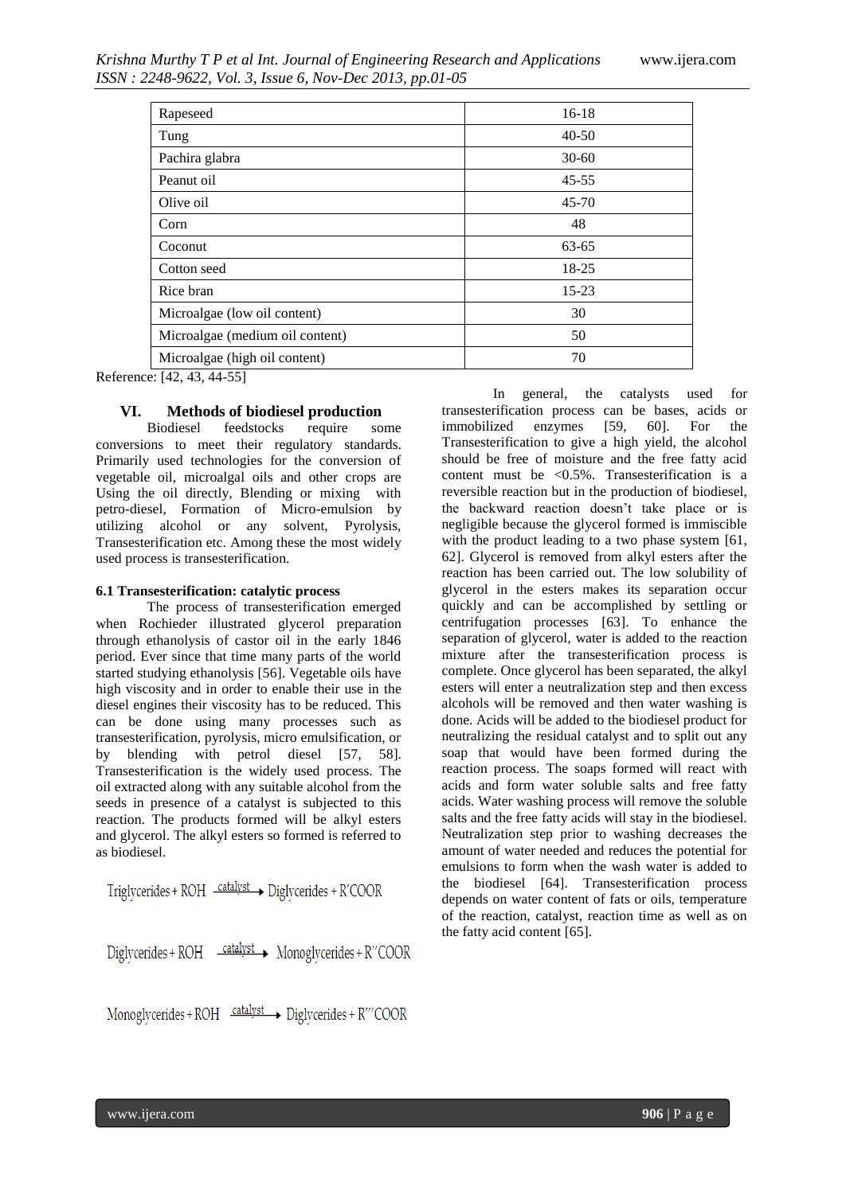| Rapeseed | 16-18 |
|---|---|
| Tung | 40-50 |
| Pachira glabra | 30-60 |
| Peanut oil | 45-55 |
| Olive oil | 45-70 |
| Corn | 48 |
| Coconut | 63-65 |
| Cotton seed | 18-25 |
| Rice bran | 15-23 |
| Microalgae (low oil content) | 30 |
| Microalgae (medium oil content) | 50 |
| Microalgae (high oil content) | 70 |

Reference: [42, 43, 44-55]

## VI. Methods of biodiesel production

Biodiesel feedstocks require some conversions to meet their regulatory standards. Primarily used technologies for the conversion of vegetable oil, microalgal oils and other crops are Using the oil directly, Blending or mixing with petro-diesel, Formation of Micro-emulsion by utilizing alcohol or any solvent, Pyrolysis, Transesterification etc. Among these the most widely used process is transesterification.

### 6.1 Transesterification: catalytic process

The process of transesterification emerged when Rochieder illustrated glycerol preparation through ethanolysis of castor oil in the early 1846 period. Ever since that time many parts of the world started studying ethanolysis [56]. Vegetable oils have high viscosity and in order to enable their use in the diesel engines their viscosity has to be reduced. This can be done using many processes such as transesterification, pyrolysis, micro emulsification, or by blending with petrol diesel [57, 58]. Transesterification is the widely used process. The oil extracted along with any suitable alcohol from the seeds in presence of a catalyst is subjected to this reaction. The products formed will be alkyl esters and glycerol. The alkyl esters so formed is referred to as biodiesel.

$$\text{Triglycerides} + \text{ROH} \xrightarrow{\text{catalyst}} \text{Diglycerides} + \text{R'COOR}$$

$$\text{Diglycerides} + \text{ROH} \xrightarrow{\text{catalyst}} \text{Monoglycerides} + \text{R''COOR}$$

$$\text{Monoglycerides} + \text{ROH} \xrightarrow{\text{catalyst}} \text{Diglycerides} + \text{R'''COOR}$$

In general, the catalysts used for transesterification process can be bases, acids or immobilized enzymes [59, 60]. For the Transesterification to give a high yield, the alcohol should be free of moisture and the free fatty acid content must be <0.5%. Transesterification is a reversible reaction but in the production of biodiesel, the backward reaction doesn't take place or is negligible because the glycerol formed is immiscible with the product leading to a two phase system [61, 62]. Glycerol is removed from alkyl esters after the reaction has been carried out. The low solubility of glycerol in the esters makes its separation occur quickly and can be accomplished by settling or centrifugation processes [63]. To enhance the separation of glycerol, water is added to the reaction mixture after the transesterification process is complete. Once glycerol has been separated, the alkyl esters will enter a neutralization step and then excess alcohols will be removed and then water washing is done. Acids will be added to the biodiesel product for neutralizing the residual catalyst and to split out any soap that would have been formed during the reaction process. The soaps formed will react with acids and form water soluble salts and free fatty acids. Water washing process will remove the soluble salts and the free fatty acids will stay in the biodiesel. Neutralization step prior to washing decreases the amount of water needed and reduces the potential for emulsions to form when the wash water is added to the biodiesel [64]. Transesterification process depends on water content of fats or oils, temperature of the reaction, catalyst, reaction time as well as on the fatty acid content [65].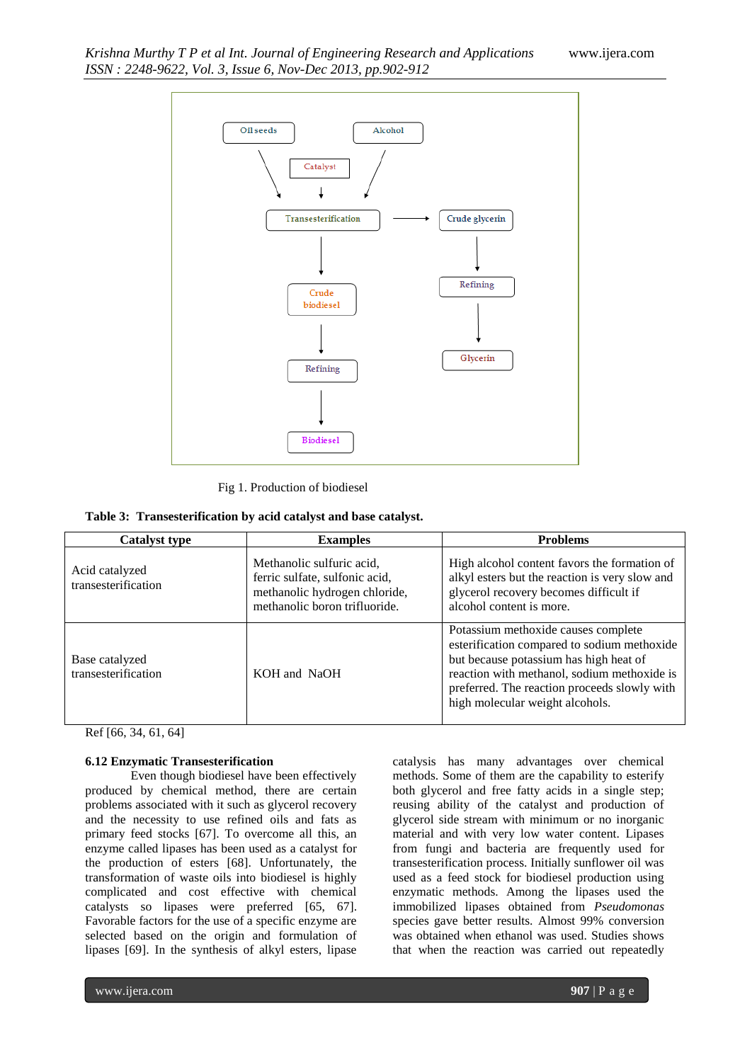Fig 1. Production of biodiesel

**Table 3: Transesterification by acid catalyst and base catalyst.**

| Catalyst type | Examples | Problems |
|---|---|---|
| Acid catalyzed transesterification | Methanolic sulfuric acid, ferric sulfate, sulfonic acid, methanolic hydrogen chloride, methanolic boron trifluoride. | High alcohol content favors the formation of alkyl esters but the reaction is very slow and glycerol recovery becomes difficult if alcohol content is more. |
| Base catalyzed transesterification | KOH and NaOH | Potassium methoxide causes complete esterification compared to sodium methoxide but because potassium has high heat of reaction with methanol, sodium methoxide is preferred. The reaction proceeds slowly with high molecular weight alcohols. |

Ref [66, 34, 61, 64]

### 6.12 Enzymatic Transesterification

Even though biodiesel have been effectively produced by chemical method, there are certain problems associated with it such as glycerol recovery and the necessity to use refined oils and fats as primary feed stocks [67]. To overcome all this, an enzyme called lipases has been used as a catalyst for the production of esters [68]. Unfortunately, the transformation of waste oils into biodiesel is highly complicated and cost effective with chemical catalysts so lipases were preferred [65, 67]. Favorable factors for the use of a specific enzyme are selected based on the origin and formulation of lipases [69]. In the synthesis of alkyl esters, lipase catalysis has many advantages over chemical methods. Some of them are the capability to esterify both glycerol and free fatty acids in a single step; reusing ability of the catalyst and production of glycerol side stream with minimum or no inorganic material and with very low water content. Lipases from fungi and bacteria are frequently used for transesterification process. Initially sunflower oil was used as a feed stock for biodiesel production using enzymatic methods. Among the lipases used the immobilized lipases obtained from *Pseudomonas* species gave better results. Almost 99% conversion was obtained when ethanol was used. Studies shows that when the reaction was carried out repeatedly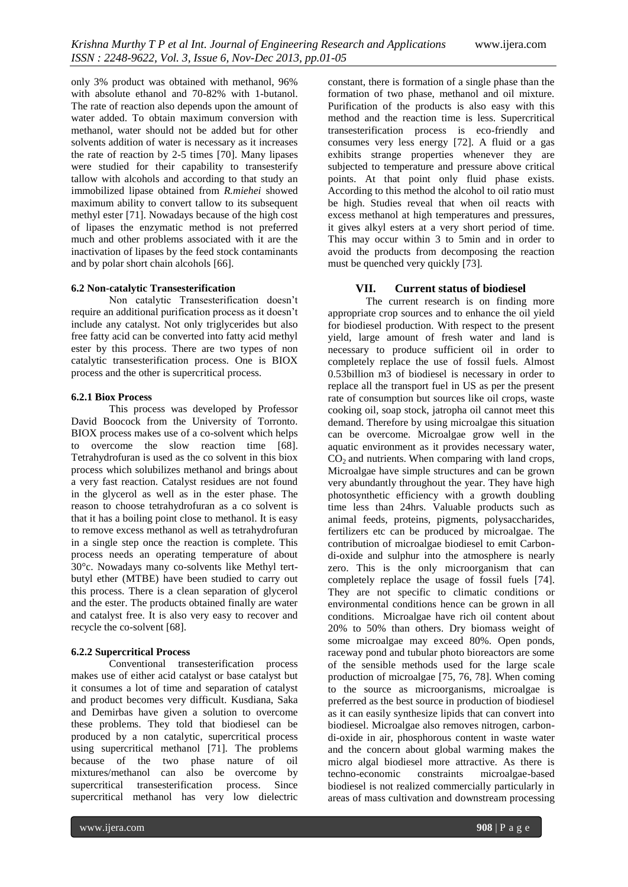only 3% product was obtained with methanol, 96% with absolute ethanol and 70-82% with 1-butanol. The rate of reaction also depends upon the amount of water added. To obtain maximum conversion with methanol, water should not be added but for other solvents addition of water is necessary as it increases the rate of reaction by 2-5 times [70]. Many lipases were studied for their capability to transesterify tallow with alcohols and according to that study an immobilized lipase obtained from *R.miehei* showed maximum ability to convert tallow to its subsequent methyl ester [71]. Nowadays because of the high cost of lipases the enzymatic method is not preferred much and other problems associated with it are the inactivation of lipases by the feed stock contaminants and by polar short chain alcohols [66].

### 6.2 Non-catalytic Transesterification

Non catalytic Transesterification doesn't require an additional purification process as it doesn't include any catalyst. Not only triglycerides but also free fatty acid can be converted into fatty acid methyl ester by this process. There are two types of non catalytic transesterification process. One is BIOX process and the other is supercritical process.

#### 6.2.1 Biox Process

This process was developed by Professor David Boocock from the University of Torronto. BIOX process makes use of a co-solvent which helps to overcome the slow reaction time [68]. Tetrahydrofuran is used as the co solvent in this biox process which solubilizes methanol and brings about a very fast reaction. Catalyst residues are not found in the glycerol as well as in the ester phase. The reason to choose tetrahydrofuran as a co solvent is that it has a boiling point close to methanol. It is easy to remove excess methanol as well as tetrahydrofuran in a single step once the reaction is complete. This process needs an operating temperature of about 30°c. Nowadays many co-solvents like Methyl tert-butyl ether (MTBE) have been studied to carry out this process. There is a clean separation of glycerol and the ester. The products obtained finally are water and catalyst free. It is also very easy to recover and recycle the co-solvent [68].

#### 6.2.2 Supercritical Process

Conventional transesterification process makes use of either acid catalyst or base catalyst but it consumes a lot of time and separation of catalyst and product becomes very difficult. Kusdiana, Saka and Demirbas have given a solution to overcome these problems. They told that biodiesel can be produced by a non catalytic, supercritical process using supercritical methanol [71]. The problems because of the two phase nature of oil mixtures/methanol can also be overcome by supercritical transesterification process. Since supercritical methanol has very low dielectric constant, there is formation of a single phase than the formation of two phase, methanol and oil mixture. Purification of the products is also easy with this method and the reaction time is less. Supercritical transesterification process is eco-friendly and consumes very less energy [72]. A fluid or a gas exhibits strange properties whenever they are subjected to temperature and pressure above critical points. At that point only fluid phase exists. According to this method the alcohol to oil ratio must be high. Studies reveal that when oil reacts with excess methanol at high temperatures and pressures, it gives alkyl esters at a very short period of time. This may occur within 3 to 5min and in order to avoid the products from decomposing the reaction must be quenched very quickly [73].

## VII. Current status of biodiesel

The current research is on finding more appropriate crop sources and to enhance the oil yield for biodiesel production. With respect to the present yield, large amount of fresh water and land is necessary to produce sufficient oil in order to completely replace the use of fossil fuels. Almost 0.53billion m3 of biodiesel is necessary in order to replace all the transport fuel in US as per the present rate of consumption but sources like oil crops, waste cooking oil, soap stock, jatropha oil cannot meet this demand. Therefore by using microalgae this situation can be overcome. Microalgae grow well in the aquatic environment as it provides necessary water, $CO_2$ and nutrients. When comparing with land crops, Microalgae have simple structures and can be grown very abundantly throughout the year. They have high photosynthetic efficiency with a growth doubling time less than 24hrs. Valuable products such as animal feeds, proteins, pigments, polysaccharides, fertilizers etc can be produced by microalgae. The contribution of microalgae biodiesel to emit Carbon-di-oxide and sulphur into the atmosphere is nearly zero. This is the only microorganism that can completely replace the usage of fossil fuels [74]. They are not specific to climatic conditions or environmental conditions hence can be grown in all conditions. Microalgae have rich oil content about 20% to 50% than others. Dry biomass weight of some microalgae may exceed 80%. Open ponds, raceway pond and tubular photo bioreactors are some of the sensible methods used for the large scale production of microalgae [75, 76, 78]. When coming to the source as microorganisms, microalgae is preferred as the best source in production of biodiesel as it can easily synthesize lipids that can convert into biodiesel. Microalgae also removes nitrogen, carbon-di-oxide in air, phosphorous content in waste water and the concern about global warming makes the micro algal biodiesel more attractive. As there is techno-economic constraints microalgae-based biodiesel is not realized commercially particularly in areas of mass cultivation and downstream processing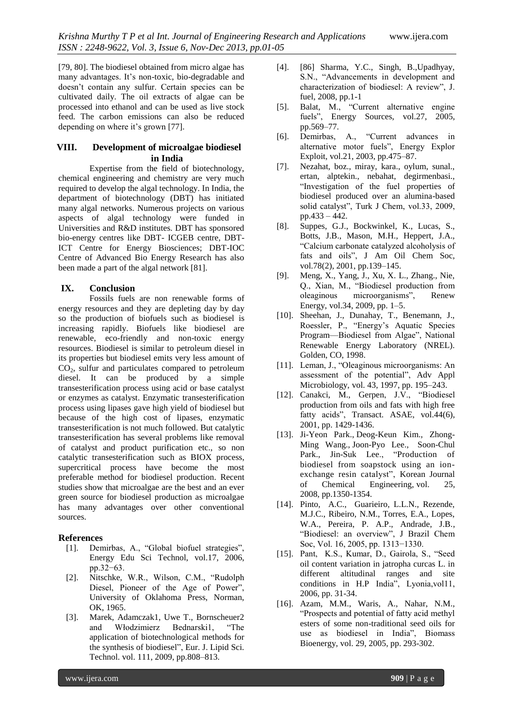[79, 80]. The biodiesel obtained from micro algae has many advantages. It's non-toxic, bio-degradable and doesn't contain any sulfur. Certain species can be cultivated daily. The oil extracts of algae can be processed into ethanol and can be used as live stock feed. The carbon emissions can also be reduced depending on where it's grown [77].

## VIII. Development of microalgae biodiesel in India

Expertise from the field of biotechnology, chemical engineering and chemistry are very much required to develop the algal technology. In India, the department of biotechnology (DBT) has initiated many algal networks. Numerous projects on various aspects of algal technology were funded in Universities and R&D institutes. DBT has sponsored bio-energy centres like DBT- ICGEB centre, DBT-ICT Centre for Energy Biosciences; DBT-IOC Centre of Advanced Bio Energy Research has also been made a part of the algal network [81].

## IX. Conclusion

Fossils fuels are non renewable forms of energy resources and they are depleting day by day so the production of biofuels such as biodiesel is increasing rapidly. Biofuels like biodiesel are renewable, eco-friendly and non-toxic energy resources. Biodiesel is similar to petroleum diesel in its properties but biodiesel emits very less amount of $CO_2$, sulfur and particulates compared to petroleum diesel. It can be produced by a simple transesterification process using acid or base catalyst or enzymes as catalyst. Enzymatic transesterification process using lipases gave high yield of biodiesel but because of the high cost of lipases, enzymatic transesterification is not much followed. But catalytic transesterification has several problems like removal of catalyst and product purification etc., so non catalytic transesterification such as BIOX process, supercritical process have become the most preferable method for biodiesel production. Recent studies show that microalgae are the best and an ever green source for biodiesel production as microalgae has many advantages over other conventional sources.

## References

[1]. Demirbas, A., "Global biofuel strategies", Energy Edu Sci Technol, vol.17, 2006, pp.32−63.

[2]. Nitschke, W.R., Wilson, C.M., "Rudolph Diesel, Pioneer of the Age of Power", University of Oklahoma Press, Norman, OK, 1965.

[3]. Marek, Adamczak1, Uwe T., Bornscheuer2 and Włodzimierz Bednarski1, "The application of biotechnological methods for the synthesis of biodiesel", Eur. J. Lipid Sci. Technol. vol. 111, 2009, pp.808–813.

[4]. [86] Sharma, Y.C., Singh, B.,Upadhyay, S.N., "Advancements in development and characterization of biodiesel: A review", J. fuel, 2008, pp.1-1

[5]. Balat, M., "Current alternative engine fuels", Energy Sources, vol.27, 2005, pp.569–77.

[6]. Demirbas, A., "Current advances in alternative motor fuels", Energy Explor Exploit, vol.21, 2003, pp.475–87.

[7]. Nezahat, boz., miray, kara., oylum, sunal., ertan, alptekin., nebahat, degirmenbasi., "Investigation of the fuel properties of biodiesel produced over an alumina-based solid catalyst", Turk J Chem, vol.33, 2009, pp.433 – 442.

[8]. Suppes, G.J., Bockwinkel, K., Lucas, S., Botts, J.B., Mason, M.H., Heppert, J.A., "Calcium carbonate catalyzed alcoholysis of fats and oils", J Am Oil Chem Soc, vol.78(2), 2001, pp.139–145.

[9]. Meng, X., Yang, J., Xu, X. L., Zhang., Nie, Q., Xian, M., "Biodiesel production from oleaginous microorganisms", Renew Energy, vol.34, 2009, pp. 1–5.

[10]. Sheehan, J., Dunahay, T., Benemann, J., Roessler, P., "Energy's Aquatic Species Program—Biodiesel from Algae", National Renewable Energy Laboratory (NREL). Golden, CO, 1998.

[11]. Leman, J., "Oleaginous microorganisms: An assessment of the potential", Adv Appl Microbiology, vol. 43, 1997, pp. 195–243.

[12]. Canakci, M., Gerpen, J.V., "Biodiesel production from oils and fats with high free fatty acids", Transact. ASAE, vol.44(6), 2001, pp. 1429-1436.

[13]. Ji-Yeon Park., Deog-Keun Kim., Zhong-Ming Wang., Joon-Pyo Lee., Soon-Chul Park., Jin-Suk Lee., "Production of biodiesel from soapstock using an ion-exchange resin catalyst", Korean Journal of Chemical Engineering, vol. 25, 2008, pp.1350-1354.

[14]. Pinto, A.C., Guarieiro, L.L.N., Rezende, M.J.C., Ribeiro, N.M., Torres, E.A., Lopes, W.A., Pereira, P. A.P., Andrade, J.B., "Biodiesel: an overview", J Brazil Chem Soc, Vol. 16, 2005, pp. 1313−1330.

[15]. Pant, K.S., Kumar, D., Gairola, S., "Seed oil content variation in jatropha curcas L. in different altitudinal ranges and site conditions in H.P India", Lyonia,vol11, 2006, pp. 31-34.

[16]. Azam, M.M., Waris, A., Nahar, N.M., "Prospects and potential of fatty acid methyl esters of some non-traditional seed oils for use as biodiesel in India", Biomass Bioenergy, vol. 29, 2005, pp. 293-302.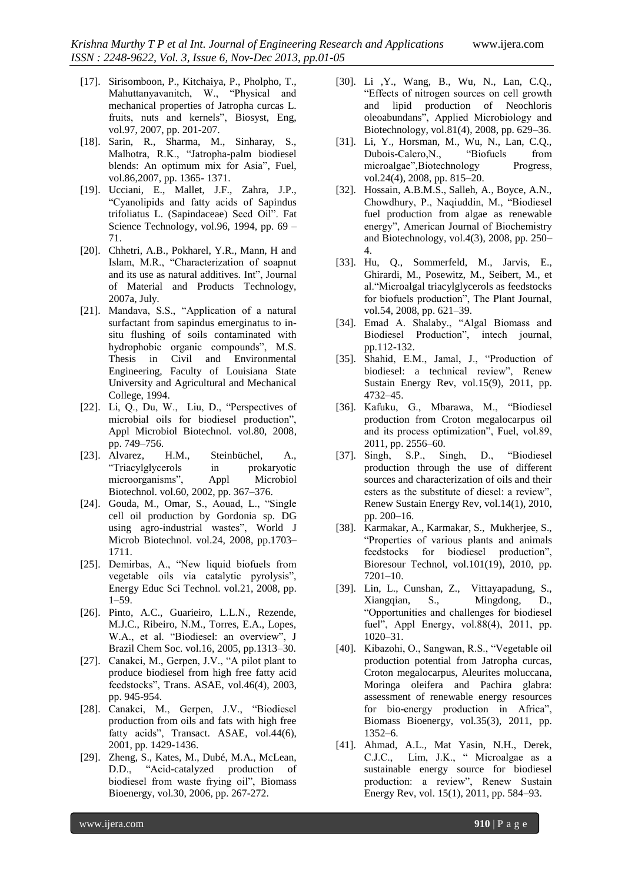[17]. Sirisomboon, P., Kitchaiya, P., Pholpho, T., Mahuttanyavanitch, W., "Physical and mechanical properties of Jatropha curcas L. fruits, nuts and kernels", Biosyst, Eng, vol.97, 2007, pp. 201-207.

[18]. Sarin, R., Sharma, M., Sinharay, S., Malhotra, R.K., "Jatropha-palm biodiesel blends: An optimum mix for Asia", Fuel, vol.86,2007, pp. 1365- 1371.

[19]. Ucciani, E., Mallet, J.F., Zahra, J.P., "Cyanolipids and fatty acids of Sapindus trifoliatus L. (Sapindaceae) Seed Oil". Fat Science Technology, vol.96, 1994, pp. 69 – 71.

[20]. Chhetri, A.B., Pokharel, Y.R., Mann, H and Islam, M.R., "Characterization of soapnut and its use as natural additives. Int", Journal of Material and Products Technology, 2007a, July.

[21]. Mandava, S.S., "Application of a natural surfactant from sapindus emerginatus to in-situ flushing of soils contaminated with hydrophobic organic compounds", M.S. Thesis in Civil and Environmental Engineering, Faculty of Louisiana State University and Agricultural and Mechanical College, 1994.

[22]. Li, Q., Du, W., Liu, D., "Perspectives of microbial oils for biodiesel production", Appl Microbiol Biotechnol. vol.80, 2008, pp. 749–756.

[23]. Alvarez, H.M., Steinbüchel, A., "Triacylglycerols in prokaryotic microorganisms", Appl Microbiol Biotechnol. vol.60, 2002, pp. 367–376.

[24]. Gouda, M., Omar, S., Aouad, L., "Single cell oil production by Gordonia sp. DG using agro-industrial wastes", World J Microb Biotechnol. vol.24, 2008, pp.1703–1711.

[25]. Demirbas, A., "New liquid biofuels from vegetable oils via catalytic pyrolysis", Energy Educ Sci Technol. vol.21, 2008, pp. 1–59.

[26]. Pinto, A.C., Guarieiro, L.L.N., Rezende, M.J.C., Ribeiro, N.M., Torres, E.A., Lopes, W.A., et al. "Biodiesel: an overview", J Brazil Chem Soc. vol.16, 2005, pp.1313–30.

[27]. Canakci, M., Gerpen, J.V., "A pilot plant to produce biodiesel from high free fatty acid feedstocks", Trans. ASAE, vol.46(4), 2003, pp. 945-954.

[28]. Canakci, M., Gerpen, J.V., "Biodiesel production from oils and fats with high free fatty acids", Transact. ASAE, vol.44(6), 2001, pp. 1429-1436.

[29]. Zheng, S., Kates, M., Dubé, M.A., McLean, D.D., "Acid-catalyzed production of biodiesel from waste frying oil", Biomass Bioenergy, vol.30, 2006, pp. 267-272.

[30]. Li ,Y., Wang, B., Wu, N., Lan, C.Q., "Effects of nitrogen sources on cell growth and lipid production of Neochloris oleoabundans", Applied Microbiology and Biotechnology, vol.81(4), 2008, pp. 629–36.

[31]. Li, Y., Horsman, M., Wu, N., Lan, C.Q., Dubois-Calero,N., "Biofuels from microalgae",Biotechnology Progress, vol.24(4), 2008, pp. 815–20.

[32]. Hossain, A.B.M.S., Salleh, A., Boyce, A.N., Chowdhury, P., Naqiuddin, M., "Biodiesel fuel production from algae as renewable energy", American Journal of Biochemistry and Biotechnology, vol.4(3), 2008, pp. 250–4.

[33]. Hu, Q., Sommerfeld, M., Jarvis, E., Ghirardi, M., Posewitz, M., Seibert, M., et al."Microalgal triacylglycerols as feedstocks for biofuels production", The Plant Journal, vol.54, 2008, pp. 621–39.

[34]. Emad A. Shalaby., "Algal Biomass and Biodiesel Production", intech journal, pp.112-132.

[35]. Shahid, E.M., Jamal, J., "Production of biodiesel: a technical review", Renew Sustain Energy Rev, vol.15(9), 2011, pp. 4732–45.

[36]. Kafuku, G., Mbarawa, M., "Biodiesel production from Croton megalocarpus oil and its process optimization", Fuel, vol.89, 2011, pp. 2556–60.

[37]. Singh, S.P., Singh, D., "Biodiesel production through the use of different sources and characterization of oils and their esters as the substitute of diesel: a review", Renew Sustain Energy Rev, vol.14(1), 2010, pp. 200–16.

[38]. Karmakar, A., Karmakar, S., Mukherjee, S., "Properties of various plants and animals feedstocks for biodiesel production", Bioresour Technol, vol.101(19), 2010, pp. 7201–10.

[39]. Lin, L., Cunshan, Z., Vittayapadung, S., Xiangqian, S., Mingdong, D., "Opportunities and challenges for biodiesel fuel", Appl Energy, vol.88(4), 2011, pp. 1020–31.

[40]. Kibazohi, O., Sangwan, R.S., "Vegetable oil production potential from Jatropha curcas, Croton megalocarpus, Aleurites moluccana, Moringa oleifera and Pachira glabra: assessment of renewable energy resources for bio-energy production in Africa", Biomass Bioenergy, vol.35(3), 2011, pp. 1352–6.

[41]. Ahmad, A.L., Mat Yasin, N.H., Derek, C.J.C., Lim, J.K., " Microalgae as a sustainable energy source for biodiesel production: a review", Renew Sustain Energy Rev, vol. 15(1), 2011, pp. 584–93.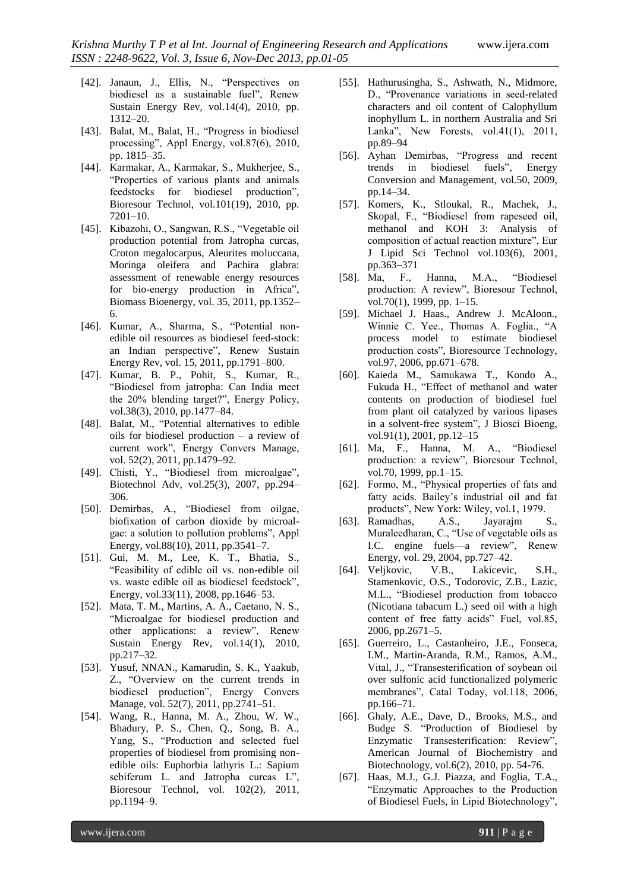[42]. Janaun, J., Ellis, N., "Perspectives on biodiesel as a sustainable fuel", Renew Sustain Energy Rev, vol.14(4), 2010, pp. 1312–20.

[43]. Balat, M., Balat, H., "Progress in biodiesel processing", Appl Energy, vol.87(6), 2010, pp. 1815–35.

[44]. Karmakar, A., Karmakar, S., Mukherjee, S., "Properties of various plants and animals feedstocks for biodiesel production", Bioresour Technol, vol.101(19), 2010, pp. 7201–10.

[45]. Kibazohi, O., Sangwan, R.S., "Vegetable oil production potential from Jatropha curcas, Croton megalocarpus, Aleurites moluccana, Moringa oleifera and Pachira glabra: assessment of renewable energy resources for bio-energy production in Africa", Biomass Bioenergy, vol. 35, 2011, pp.1352–6.

[46]. Kumar, A., Sharma, S., "Potential non-edible oil resources as biodiesel feed-stock: an Indian perspective", Renew Sustain Energy Rev, vol. 15, 2011, pp.1791–800.

[47]. Kumar, B. P., Pohit, S., Kumar, R., "Biodiesel from jatropha: Can India meet the 20% blending target?", Energy Policy, vol.38(3), 2010, pp.1477–84.

[48]. Balat, M., "Potential alternatives to edible oils for biodiesel production – a review of current work", Energy Convers Manage, vol. 52(2), 2011, pp.1479–92.

[49]. Chisti, Y., "Biodiesel from microalgae", Biotechnol Adv, vol.25(3), 2007, pp.294–306.

[50]. Demirbas, A., "Biodiesel from oilgae, biofixation of carbon dioxide by microalgae: a solution to pollution problems", Appl Energy, vol.88(10), 2011, pp.3541–7.

[51]. Gui, M. M., Lee, K. T., Bhatia, S., "Feasibility of edible oil vs. non-edible oil vs. waste edible oil as biodiesel feedstock", Energy, vol.33(11), 2008, pp.1646–53.

[52]. Mata, T. M., Martins, A. A., Caetano, N. S., "Microalgae for biodiesel production and other applications: a review", Renew Sustain Energy Rev, vol.14(1), 2010, pp.217–32.

[53]. Yusuf, NNAN., Kamarudin, S. K., Yaakub, Z., "Overview on the current trends in biodiesel production", Energy Convers Manage, vol. 52(7), 2011, pp.2741–51.

[54]. Wang, R., Hanna, M. A., Zhou, W. W., Bhadury, P. S., Chen, Q., Song, B. A., Yang, S., "Production and selected fuel properties of biodiesel from promising non-edible oils: Euphorbia lathyris L.: Sapium sebiferum L. and Jatropha curcas L", Bioresour Technol, vol. 102(2), 2011, pp.1194–9.

[55]. Hathurusingha, S., Ashwath, N., Midmore, D., "Provenance variations in seed-related characters and oil content of Calophyllum inophyllum L. in northern Australia and Sri Lanka", New Forests, vol.41(1), 2011, pp.89–94

[56]. Ayhan Demirbas, "Progress and recent trends in biodiesel fuels", Energy Conversion and Management, vol.50, 2009, pp.14–34.

[57]. Komers, K., Stloukal, R., Machek, J., Skopal, F., "Biodiesel from rapeseed oil, methanol and KOH 3: Analysis of composition of actual reaction mixture", Eur J Lipid Sci Technol vol.103(6), 2001, pp.363–371

[58]. Ma, F., Hanna, M.A., "Biodiesel production: A review", Bioresour Technol, vol.70(1), 1999, pp. 1–15.

[59]. Michael J. Haas., Andrew J. McAloon., Winnie C. Yee., Thomas A. Foglia., "A process model to estimate biodiesel production costs", Bioresource Technology, vol.97, 2006, pp.671–678.

[60]. Kaieda M., Samukawa T., Kondo A., Fukuda H., "Effect of methanol and water contents on production of biodiesel fuel from plant oil catalyzed by various lipases in a solvent-free system", J Biosci Bioeng, vol.91(1), 2001, pp.12–15

[61]. Ma, F., Hanna, M. A., "Biodiesel production: a review", Bioresour Technol, vol.70, 1999, pp.1–15.

[62]. Formo, M., "Physical properties of fats and fatty acids. Bailey's industrial oil and fat products", New York: Wiley, vol.1, 1979.

[63]. Ramadhas, A.S., Jayarajm S., Muraleedharan, C., "Use of vegetable oils as I.C. engine fuels—a review", Renew Energy, vol. 29, 2004, pp.727–42.

[64]. Veljkovic, V.B., Lakicevic, S.H., Stamenkovic, O.S., Todorovic, Z.B., Lazic, M.L., "Biodiesel production from tobacco (Nicotiana tabacum L.) seed oil with a high content of free fatty acids" Fuel, vol.85, 2006, pp.2671–5.

[65]. Guerreiro, L., Castanheiro, J.E., Fonseca, I.M., Martin-Aranda, R.M., Ramos, A.M., Vital, J., "Transesterification of soybean oil over sulfonic acid functionalized polymeric membranes", Catal Today, vol.118, 2006, pp.166–71.

[66]. Ghaly, A.E., Dave, D., Brooks, M.S., and Budge S. "Production of Biodiesel by Enzymatic Transesterification: Review", American Journal of Biochemistry and Biotechnology, vol.6(2), 2010, pp. 54-76.

[67]. Haas, M.J., G.J. Piazza, and Foglia, T.A., "Enzymatic Approaches to the Production of Biodiesel Fuels, in Lipid Biotechnology",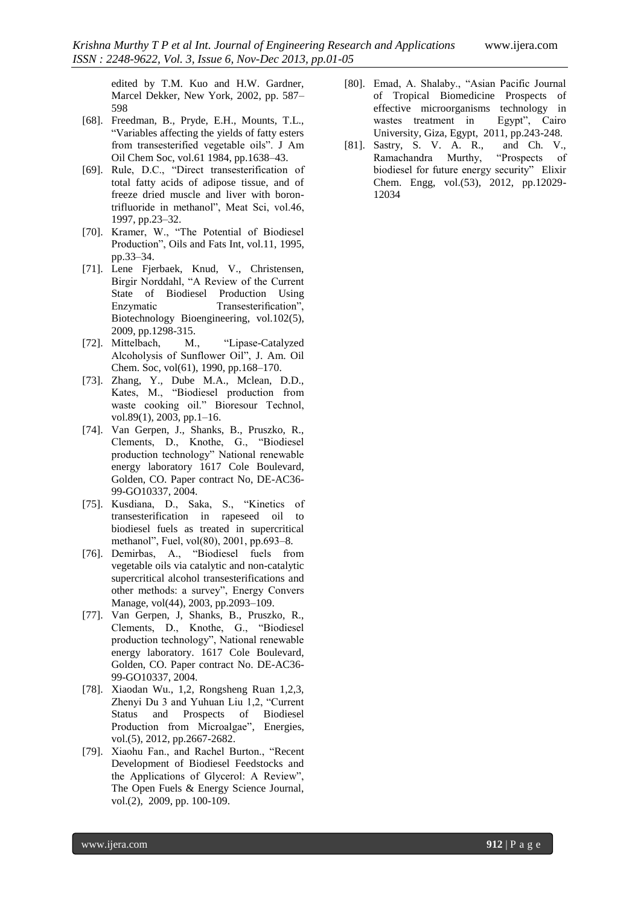edited by T.M. Kuo and H.W. Gardner, Marcel Dekker, New York, 2002, pp. 587–598

[68]. Freedman, B., Pryde, E.H., Mounts, T.L., "Variables affecting the yields of fatty esters from transesterified vegetable oils". J Am Oil Chem Soc, vol.61 1984, pp.1638–43.

[69]. Rule, D.C., "Direct transesterification of total fatty acids of adipose tissue, and of freeze dried muscle and liver with boron-trifluoride in methanol", Meat Sci, vol.46, 1997, pp.23–32.

[70]. Kramer, W., "The Potential of Biodiesel Production", Oils and Fats Int, vol.11, 1995, pp.33–34.

[71]. Lene Fjerbaek, Knud, V., Christensen, Birgir Norddahl, "A Review of the Current State of Biodiesel Production Using Enzymatic Transesterification", Biotechnology Bioengineering, vol.102(5), 2009, pp.1298-315.

[72]. Mittelbach, M., "Lipase-Catalyzed Alcoholysis of Sunflower Oil", J. Am. Oil Chem. Soc, vol(61), 1990, pp.168–170.

[73]. Zhang, Y., Dube M.A., Mclean, D.D., Kates, M., "Biodiesel production from waste cooking oil." Bioresour Technol, vol.89(1), 2003, pp.1–16.

[74]. Van Gerpen, J., Shanks, B., Pruszko, R., Clements, D., Knothe, G., "Biodiesel production technology" National renewable energy laboratory 1617 Cole Boulevard, Golden, CO. Paper contract No, DE-AC36-99-GO10337, 2004.

[75]. Kusdiana, D., Saka, S., "Kinetics of transesterification in rapeseed oil to biodiesel fuels as treated in supercritical methanol", Fuel, vol(80), 2001, pp.693–8.

[76]. Demirbas, A., "Biodiesel fuels from vegetable oils via catalytic and non-catalytic supercritical alcohol transesterifications and other methods: a survey", Energy Convers Manage, vol(44), 2003, pp.2093–109.

[77]. Van Gerpen, J, Shanks, B., Pruszko, R., Clements, D., Knothe, G., "Biodiesel production technology", National renewable energy laboratory. 1617 Cole Boulevard, Golden, CO. Paper contract No. DE-AC36-99-GO10337, 2004.

[78]. Xiaodan Wu., 1,2, Rongsheng Ruan 1,2,3, Zhenyi Du 3 and Yuhuan Liu 1,2, "Current Status and Prospects of Biodiesel Production from Microalgae", Energies, vol.(5), 2012, pp.2667-2682.

[79]. Xiaohu Fan., and Rachel Burton., "Recent Development of Biodiesel Feedstocks and the Applications of Glycerol: A Review", The Open Fuels & Energy Science Journal, vol.(2), 2009, pp. 100-109.

[80]. Emad, A. Shalaby., "Asian Pacific Journal of Tropical Biomedicine Prospects of effective microorganisms technology in wastes treatment in Egypt", Cairo University, Giza, Egypt, 2011, pp.243-248.

[81]. Sastry, S. V. A. R., and Ch. V., Ramachandra Murthy, "Prospects of biodiesel for future energy security" Elixir Chem. Engg, vol.(53), 2012, pp.12029-12034